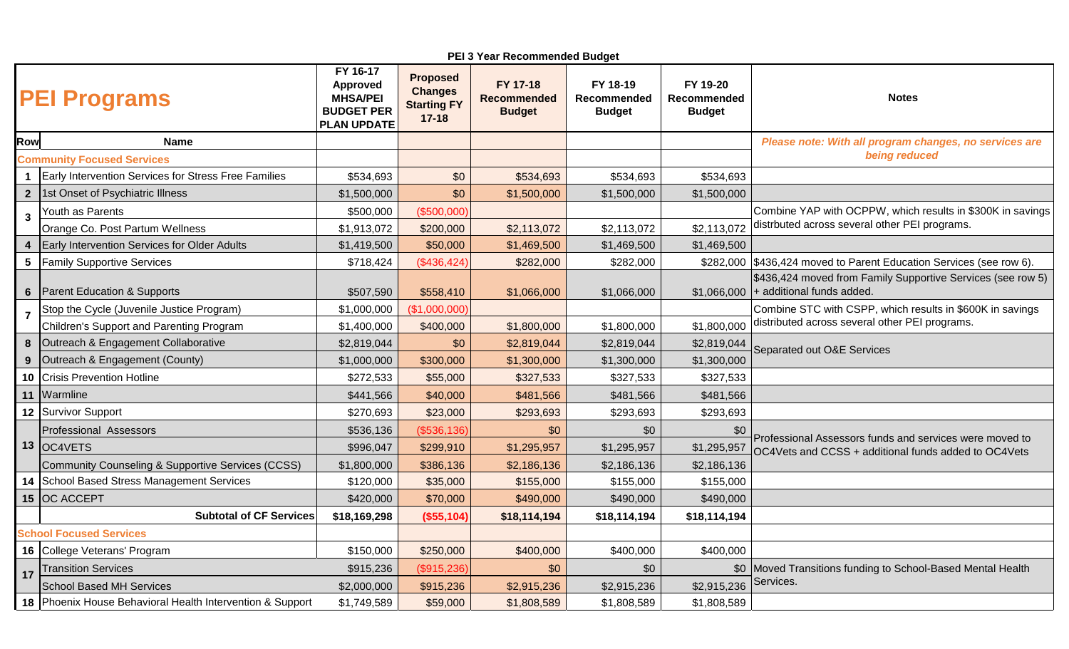**PEI 3 Year Recommended Budget**

| Row | PEI Programs<br>Name | FY 16-17 Approved MHSA/PEI BUDGET PER PLAN UPDATE | Proposed Changes Starting FY 17-18 | FY 17-18 Recommended Budget | FY 18-19 Recommended Budget | FY 19-20 Recommended Budget | Notes |
|---|---|---|---|---|---|---|---|
| | **Community Focused Services** | | | | | | *Please note: With all program changes, no services are being reduced* |
| 1 | Early Intervention Services for Stress Free Families | $534,693 | $0 | $534,693 | $534,693 | $534,693 | |
| 2 | 1st Onset of Psychiatric Illness | $1,500,000 | $0 | $1,500,000 | $1,500,000 | $1,500,000 | |
| 3 | Youth as Parents | $500,000 | ($500,000) | | | | Combine YAP with OCPPW, which results in $300K in savings distrbuted across several other PEI programs. |
| | Orange Co. Post Partum Wellness | $1,913,072 | $200,000 | $2,113,072 | $2,113,072 | $2,113,072 | |
| 4 | Early Intervention Services for Older Adults | $1,419,500 | $50,000 | $1,469,500 | $1,469,500 | $1,469,500 | |
| 5 | Family Supportive Services | $718,424 | ($436,424) | $282,000 | $282,000 | $282,000 | $436,424 moved to Parent Education Services (see row 6). |
| 6 | Parent Education & Supports | $507,590 | $558,410 | $1,066,000 | $1,066,000 | $1,066,000 | $436,424 moved from Family Supportive Services (see row 5) + additional funds added. |
| 7 | Stop the Cycle (Juvenile Justice Program) | $1,000,000 | ($1,000,000) | | | | Combine STC with CSPP, which results in $600K in savings distributed across several other PEI programs. |
| | Children's Support and Parenting Program | $1,400,000 | $400,000 | $1,800,000 | $1,800,000 | $1,800,000 | |
| 8 | Outreach & Engagement Collaborative | $2,819,044 | $0 | $2,819,044 | $2,819,044 | $2,819,044 | Separated out O&E Services |
| 9 | Outreach & Engagement (County) | $1,000,000 | $300,000 | $1,300,000 | $1,300,000 | $1,300,000 | |
| 10 | Crisis Prevention Hotline | $272,533 | $55,000 | $327,533 | $327,533 | $327,533 | |
| 11 | Warmline | $441,566 | $40,000 | $481,566 | $481,566 | $481,566 | |
| 12 | Survivor Support | $270,693 | $23,000 | $293,693 | $293,693 | $293,693 | |
| 13 | Professional Assessors | $536,136 | ($536,136) | $0 | $0 | $0 | Professional Assessors funds and services were moved to OC4Vets and CCSS + additional funds added to OC4Vets |
| | OC4VETS | $996,047 | $299,910 | $1,295,957 | $1,295,957 | $1,295,957 | |
| | Community Counseling & Supportive Services (CCSS) | $1,800,000 | $386,136 | $2,186,136 | $2,186,136 | $2,186,136 | |
| 14 | School Based Stress Management Services | $120,000 | $35,000 | $155,000 | $155,000 | $155,000 | |
| 15 | OC ACCEPT | $420,000 | $70,000 | $490,000 | $490,000 | $490,000 | |
| | **Subtotal of CF Services** | **$18,169,298** | **($55,104)** | **$18,114,194** | **$18,114,194** | **$18,114,194** | |
| | **School Focused Services** | | | | | | |
| 16 | College Veterans' Program | $150,000 | $250,000 | $400,000 | $400,000 | $400,000 | |
| 17 | Transition Services | $915,236 | ($915,236) | $0 | $0 | $0 | Moved Transitions funding to School-Based Mental Health Services. |
| | School Based MH Services | $2,000,000 | $915,236 | $2,915,236 | $2,915,236 | $2,915,236 | |
| 18 | Phoenix House Behavioral Health Intervention & Support | $1,749,589 | $59,000 | $1,808,589 | $1,808,589 | $1,808,589 | |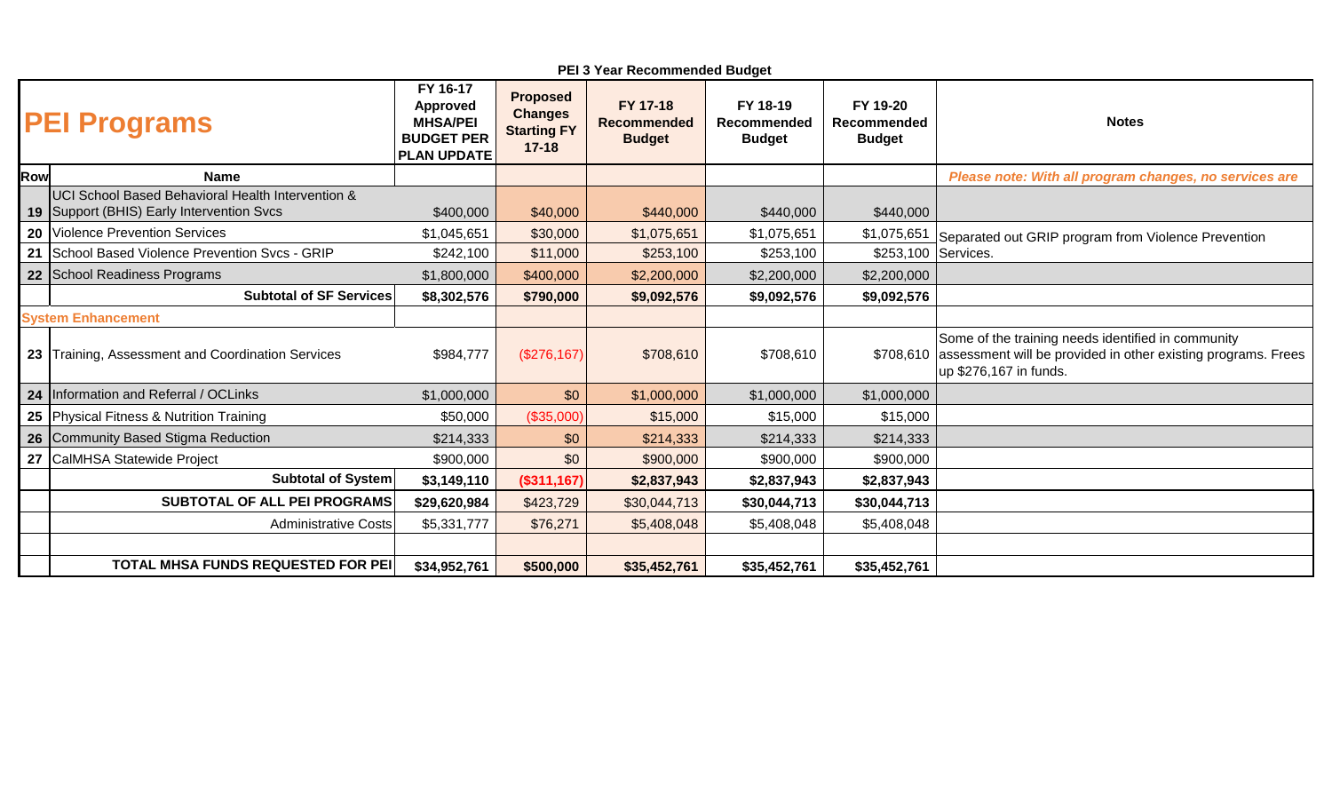PEI 3 Year Recommended Budget

| Row | PEI Programs | FY 16-17 Approved MHSA/PEI BUDGET PER PLAN UPDATE | Proposed Changes Starting FY 17-18 | FY 17-18 Recommended Budget | FY 18-19 Recommended Budget | FY 19-20 Recommended Budget | Notes |
|---|---|---|---|---|---|---|---|
| Row | Name | | | | | | *Please note: With all program changes, no services are* |
| 19 | UCI School Based Behavioral Health Intervention & Support (BHIS) Early Intervention Svcs | $400,000 | $40,000 | $440,000 | $440,000 | $440,000 | |
| 20 | Violence Prevention Services | $1,045,651 | $30,000 | $1,075,651 | $1,075,651 | $1,075,651 | Separated out GRIP program from Violence Prevention Services. |
| 21 | School Based Violence Prevention Svcs - GRIP | $242,100 | $11,000 | $253,100 | $253,100 | $253,100 | |
| 22 | School Readiness Programs | $1,800,000 | $400,000 | $2,200,000 | $2,200,000 | $2,200,000 | |
| | **Subtotal of SF Services** | **$8,302,576** | **$790,000** | **$9,092,576** | **$9,092,576** | **$9,092,576** | |
| | **System Enhancement** | | | | | | |
| 23 | Training, Assessment and Coordination Services | $984,777 | ($276,167) | $708,610 | $708,610 | $708,610 | Some of the training needs identified in community assessment will be provided in other existing programs. Frees up $276,167 in funds. |
| 24 | Information and Referral / OCLinks | $1,000,000 | $0 | $1,000,000 | $1,000,000 | $1,000,000 | |
| 25 | Physical Fitness & Nutrition Training | $50,000 | ($35,000) | $15,000 | $15,000 | $15,000 | |
| 26 | Community Based Stigma Reduction | $214,333 | $0 | $214,333 | $214,333 | $214,333 | |
| 27 | CalMHSA Statewide Project | $900,000 | $0 | $900,000 | $900,000 | $900,000 | |
| | **Subtotal of System** | **$3,149,110** | **($311,167)** | **$2,837,943** | **$2,837,943** | **$2,837,943** | |
| | **SUBTOTAL OF ALL PEI PROGRAMS** | **$29,620,984** | $423,729 | $30,044,713 | **$30,044,713** | **$30,044,713** | |
| | Administrative Costs | $5,331,777 | $76,271 | $5,408,048 | $5,408,048 | $5,408,048 | |
| | | | | | | | |
| | **TOTAL MHSA FUNDS REQUESTED FOR PEI** | **$34,952,761** | **$500,000** | **$35,452,761** | **$35,452,761** | **$35,452,761** | |